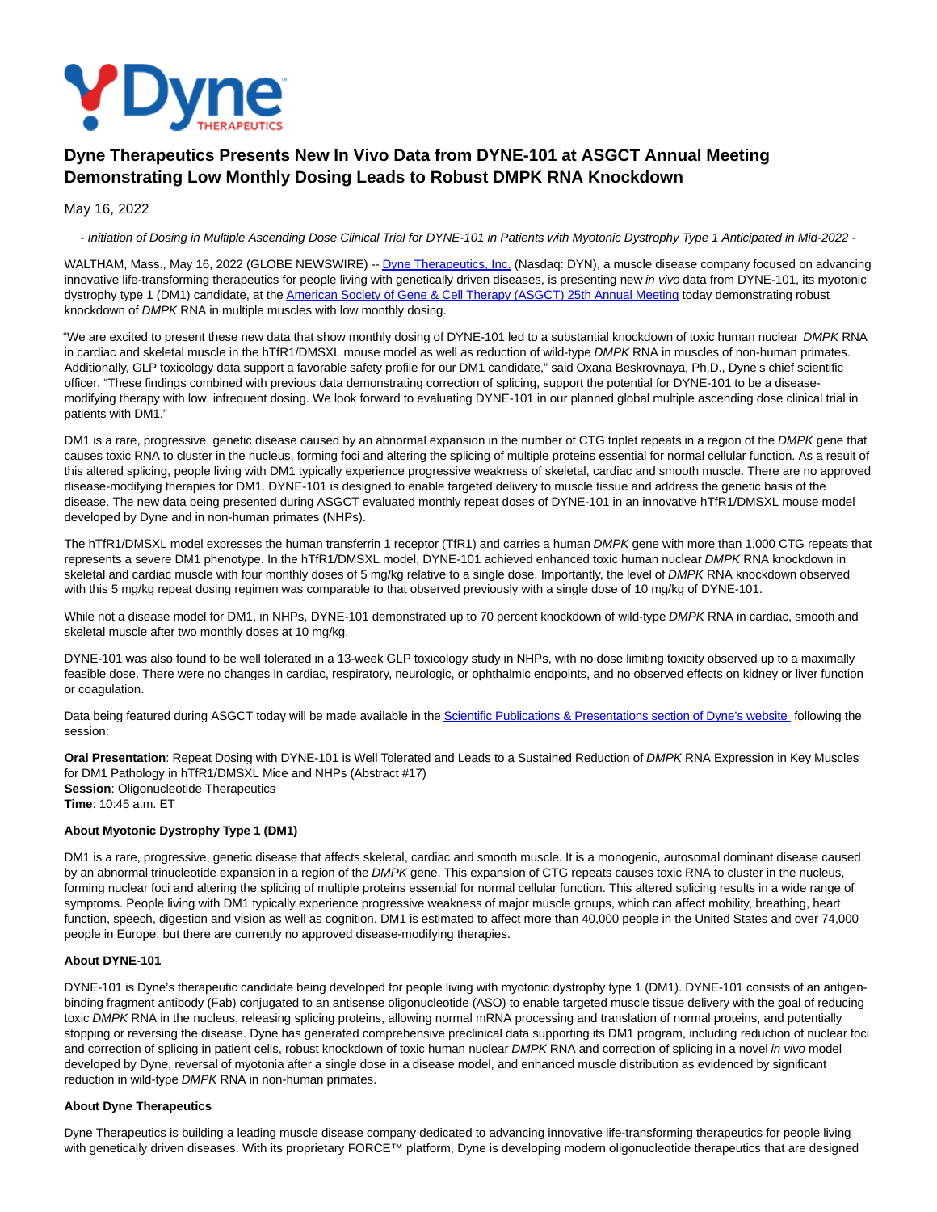# Dyne Therapeutics Presents New In Vivo Data from DYNE-101 at ASGCT Annual Meeting Demonstrating Low Monthly Dosing Leads to Robust DMPK RNA Knockdown

May 16, 2022

*- Initiation of Dosing in Multiple Ascending Dose Clinical Trial for DYNE-101 in Patients with Myotonic Dystrophy Type 1 Anticipated in Mid-2022 -*

WALTHAM, Mass., May 16, 2022 (GLOBE NEWSWIRE) -- Dyne Therapeutics, Inc. (Nasdaq: DYN), a muscle disease company focused on advancing innovative life-transforming therapeutics for people living with genetically driven diseases, is presenting new *in vivo* data from DYNE-101, its myotonic dystrophy type 1 (DM1) candidate, at the American Society of Gene & Cell Therapy (ASGCT) 25th Annual Meeting today demonstrating robust knockdown of *DMPK* RNA in multiple muscles with low monthly dosing.

"We are excited to present these new data that show monthly dosing of DYNE-101 led to a substantial knockdown of toxic human nuclear *DMPK* RNA in cardiac and skeletal muscle in the hTfR1/DMSXL mouse model as well as reduction of wild-type *DMPK* RNA in muscles of non-human primates. Additionally, GLP toxicology data support a favorable safety profile for our DM1 candidate," said Oxana Beskrovnaya, Ph.D., Dyne's chief scientific officer. "These findings combined with previous data demonstrating correction of splicing, support the potential for DYNE-101 to be a disease-modifying therapy with low, infrequent dosing. We look forward to evaluating DYNE-101 in our planned global multiple ascending dose clinical trial in patients with DM1."

DM1 is a rare, progressive, genetic disease caused by an abnormal expansion in the number of CTG triplet repeats in a region of the *DMPK* gene that causes toxic RNA to cluster in the nucleus, forming foci and altering the splicing of multiple proteins essential for normal cellular function. As a result of this altered splicing, people living with DM1 typically experience progressive weakness of skeletal, cardiac and smooth muscle. There are no approved disease-modifying therapies for DM1. DYNE-101 is designed to enable targeted delivery to muscle tissue and address the genetic basis of the disease. The new data being presented during ASGCT evaluated monthly repeat doses of DYNE-101 in an innovative hTfR1/DMSXL mouse model developed by Dyne and in non-human primates (NHPs).

The hTfR1/DMSXL model expresses the human transferrin 1 receptor (TfR1) and carries a human *DMPK* gene with more than 1,000 CTG repeats that represents a severe DM1 phenotype. In the hTfR1/DMSXL model, DYNE-101 achieved enhanced toxic human nuclear *DMPK* RNA knockdown in skeletal and cardiac muscle with four monthly doses of 5 mg/kg relative to a single dose. Importantly, the level of *DMPK* RNA knockdown observed with this 5 mg/kg repeat dosing regimen was comparable to that observed previously with a single dose of 10 mg/kg of DYNE-101.

While not a disease model for DM1, in NHPs, DYNE-101 demonstrated up to 70 percent knockdown of wild-type *DMPK* RNA in cardiac, smooth and skeletal muscle after two monthly doses at 10 mg/kg.

DYNE-101 was also found to be well tolerated in a 13-week GLP toxicology study in NHPs, with no dose limiting toxicity observed up to a maximally feasible dose. There were no changes in cardiac, respiratory, neurologic, or ophthalmic endpoints, and no observed effects on kidney or liver function or coagulation.

Data being featured during ASGCT today will be made available in the Scientific Publications & Presentations section of Dyne's website following the session:

**Oral Presentation**: Repeat Dosing with DYNE-101 is Well Tolerated and Leads to a Sustained Reduction of *DMPK* RNA Expression in Key Muscles for DM1 Pathology in hTfR1/DMSXL Mice and NHPs (Abstract #17)
**Session**: Oligonucleotide Therapeutics
**Time**: 10:45 a.m. ET

**About Myotonic Dystrophy Type 1 (DM1)**

DM1 is a rare, progressive, genetic disease that affects skeletal, cardiac and smooth muscle. It is a monogenic, autosomal dominant disease caused by an abnormal trinucleotide expansion in a region of the *DMPK* gene. This expansion of CTG repeats causes toxic RNA to cluster in the nucleus, forming nuclear foci and altering the splicing of multiple proteins essential for normal cellular function. This altered splicing results in a wide range of symptoms. People living with DM1 typically experience progressive weakness of major muscle groups, which can affect mobility, breathing, heart function, speech, digestion and vision as well as cognition. DM1 is estimated to affect more than 40,000 people in the United States and over 74,000 people in Europe, but there are currently no approved disease-modifying therapies.

**About DYNE-101**

DYNE-101 is Dyne's therapeutic candidate being developed for people living with myotonic dystrophy type 1 (DM1). DYNE-101 consists of an antigen-binding fragment antibody (Fab) conjugated to an antisense oligonucleotide (ASO) to enable targeted muscle tissue delivery with the goal of reducing toxic *DMPK* RNA in the nucleus, releasing splicing proteins, allowing normal mRNA processing and translation of normal proteins, and potentially stopping or reversing the disease. Dyne has generated comprehensive preclinical data supporting its DM1 program, including reduction of nuclear foci and correction of splicing in patient cells, robust knockdown of toxic human nuclear *DMPK* RNA and correction of splicing in a novel *in vivo* model developed by Dyne, reversal of myotonia after a single dose in a disease model, and enhanced muscle distribution as evidenced by significant reduction in wild-type *DMPK* RNA in non-human primates.

**About Dyne Therapeutics**

Dyne Therapeutics is building a leading muscle disease company dedicated to advancing innovative life-transforming therapeutics for people living with genetically driven diseases. With its proprietary FORCE™ platform, Dyne is developing modern oligonucleotide therapeutics that are designed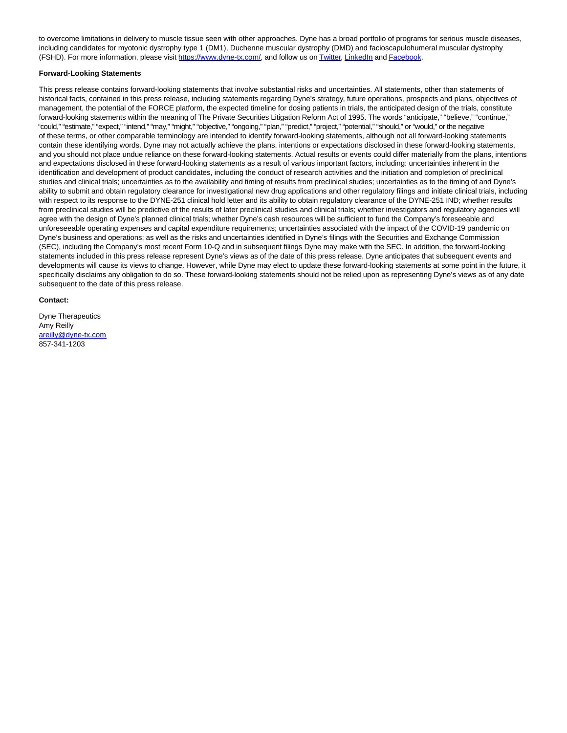to overcome limitations in delivery to muscle tissue seen with other approaches. Dyne has a broad portfolio of programs for serious muscle diseases, including candidates for myotonic dystrophy type 1 (DM1), Duchenne muscular dystrophy (DMD) and facioscapulohumeral muscular dystrophy (FSHD). For more information, please visit https://www.dyne-tx.com/, and follow us on Twitter, LinkedIn and Facebook.

**Forward-Looking Statements**

This press release contains forward-looking statements that involve substantial risks and uncertainties. All statements, other than statements of historical facts, contained in this press release, including statements regarding Dyne's strategy, future operations, prospects and plans, objectives of management, the potential of the FORCE platform, the expected timeline for dosing patients in trials, the anticipated design of the trials, constitute forward-looking statements within the meaning of The Private Securities Litigation Reform Act of 1995. The words "anticipate," "believe," "continue," "could," "estimate," "expect," "intend," "may," "might," "objective," "ongoing," "plan," "predict," "project," "potential," "should," or "would," or the negative of these terms, or other comparable terminology are intended to identify forward-looking statements, although not all forward-looking statements contain these identifying words. Dyne may not actually achieve the plans, intentions or expectations disclosed in these forward-looking statements, and you should not place undue reliance on these forward-looking statements. Actual results or events could differ materially from the plans, intentions and expectations disclosed in these forward-looking statements as a result of various important factors, including: uncertainties inherent in the identification and development of product candidates, including the conduct of research activities and the initiation and completion of preclinical studies and clinical trials; uncertainties as to the availability and timing of results from preclinical studies; uncertainties as to the timing of and Dyne's ability to submit and obtain regulatory clearance for investigational new drug applications and other regulatory filings and initiate clinical trials, including with respect to its response to the DYNE-251 clinical hold letter and its ability to obtain regulatory clearance of the DYNE-251 IND; whether results from preclinical studies will be predictive of the results of later preclinical studies and clinical trials; whether investigators and regulatory agencies will agree with the design of Dyne's planned clinical trials; whether Dyne's cash resources will be sufficient to fund the Company's foreseeable and unforeseeable operating expenses and capital expenditure requirements; uncertainties associated with the impact of the COVID-19 pandemic on Dyne's business and operations; as well as the risks and uncertainties identified in Dyne's filings with the Securities and Exchange Commission (SEC), including the Company's most recent Form 10-Q and in subsequent filings Dyne may make with the SEC. In addition, the forward-looking statements included in this press release represent Dyne's views as of the date of this press release. Dyne anticipates that subsequent events and developments will cause its views to change. However, while Dyne may elect to update these forward-looking statements at some point in the future, it specifically disclaims any obligation to do so. These forward-looking statements should not be relied upon as representing Dyne's views as of any date subsequent to the date of this press release.

**Contact:**

Dyne Therapeutics
Amy Reilly
areilly@dyne-tx.com
857-341-1203